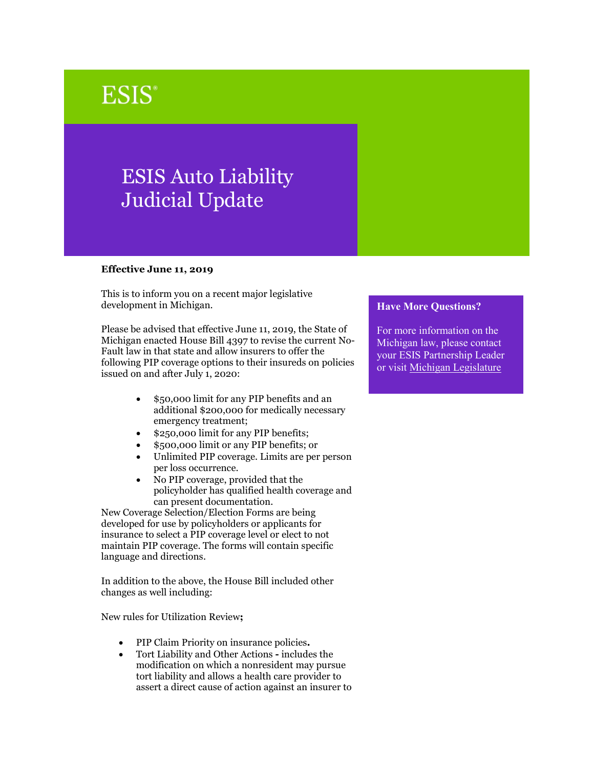ESIS®

# ESIS Auto Liability Judicial Update

**Effective June 11, 2019**

This is to inform you on a recent major legislative development in Michigan.

Please be advised that effective June 11, 2019, the State of Michigan enacted House Bill 4397 to revise the current No-Fault law in that state and allow insurers to offer the following PIP coverage options to their insureds on policies issued on and after July 1, 2020:

- $50,000 limit for any PIP benefits and an additional $200,000 for medically necessary emergency treatment;
- $250,000 limit for any PIP benefits;
- $500,000 limit or any PIP benefits; or
- Unlimited PIP coverage. Limits are per person per loss occurrence.
- No PIP coverage, provided that the policyholder has qualified health coverage and can present documentation.

New Coverage Selection/Election Forms are being developed for use by policyholders or applicants for insurance to select a PIP coverage level or elect to not maintain PIP coverage. The forms will contain specific language and directions.

In addition to the above, the House Bill included other changes as well including:

New rules for Utilization Review**;**

- PIP Claim Priority on insurance policies**.**
- Tort Liability and Other Actions **-** includes the modification on which a nonresident may pursue tort liability and allows a health care provider to assert a direct cause of action against an insurer to

### Have More Questions?

For more information on the Michigan law, please contact your ESIS Partnership Leader or visit Michigan Legislature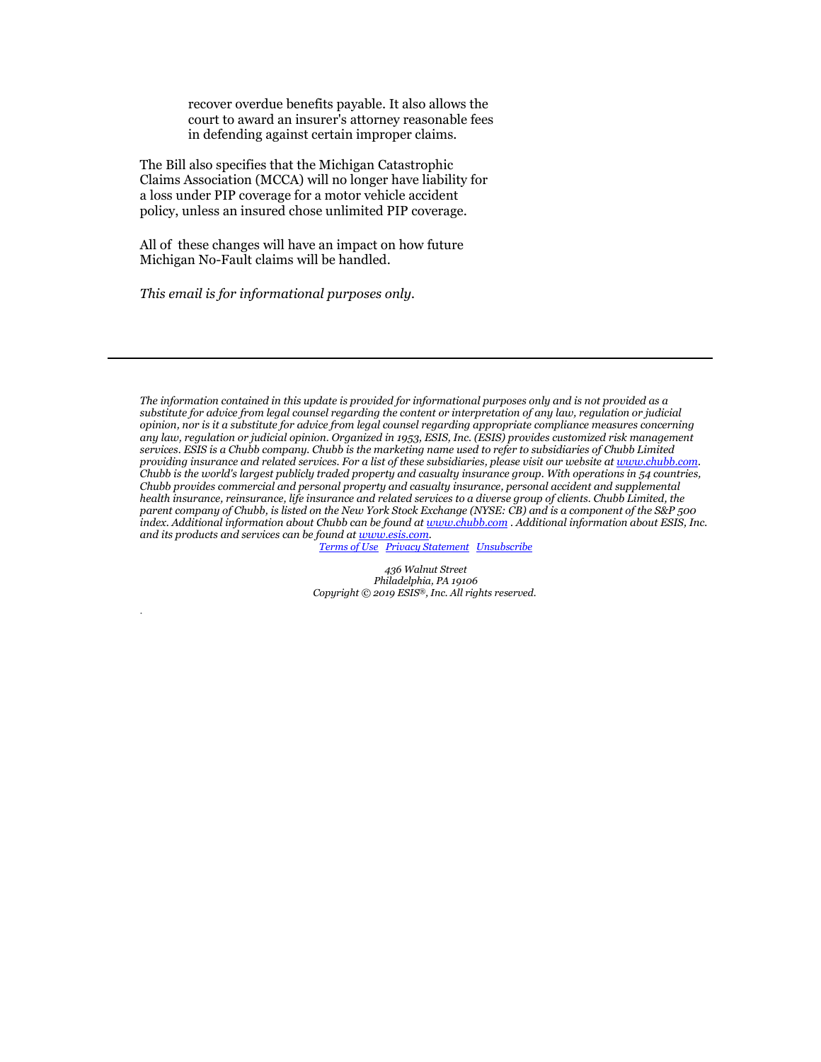recover overdue benefits payable. It also allows the court to award an insurer's attorney reasonable fees in defending against certain improper claims.

The Bill also specifies that the Michigan Catastrophic Claims Association (MCCA) will no longer have liability for a loss under PIP coverage for a motor vehicle accident policy, unless an insured chose unlimited PIP coverage.

All of these changes will have an impact on how future Michigan No-Fault claims will be handled.

*This email is for informational purposes only.*

---

*The information contained in this update is provided for informational purposes only and is not provided as a substitute for advice from legal counsel regarding the content or interpretation of any law, regulation or judicial opinion, nor is it a substitute for advice from legal counsel regarding appropriate compliance measures concerning any law, regulation or judicial opinion. Organized in 1953, ESIS, Inc. (ESIS) provides customized risk management services. ESIS is a Chubb company. Chubb is the marketing name used to refer to subsidiaries of Chubb Limited providing insurance and related services. For a list of these subsidiaries, please visit our website at [www.chubb.com](www.chubb.com). Chubb is the world's largest publicly traded property and casualty insurance group. With operations in 54 countries, Chubb provides commercial and personal property and casualty insurance, personal accident and supplemental health insurance, reinsurance, life insurance and related services to a diverse group of clients. Chubb Limited, the parent company of Chubb, is listed on the New York Stock Exchange (NYSE: CB) and is a component of the S&P 500 index. Additional information about Chubb can be found at [www.chubb.com](www.chubb.com) . Additional information about ESIS, Inc. and its products and services can be found at [www.esis.com](www.esis.com).*

*Terms of Use   Privacy Statement   Unsubscribe*

*436 Walnut Street*
*Philadelphia, PA 19106*
*Copyright © 2019 ESIS®, Inc. All rights reserved.*